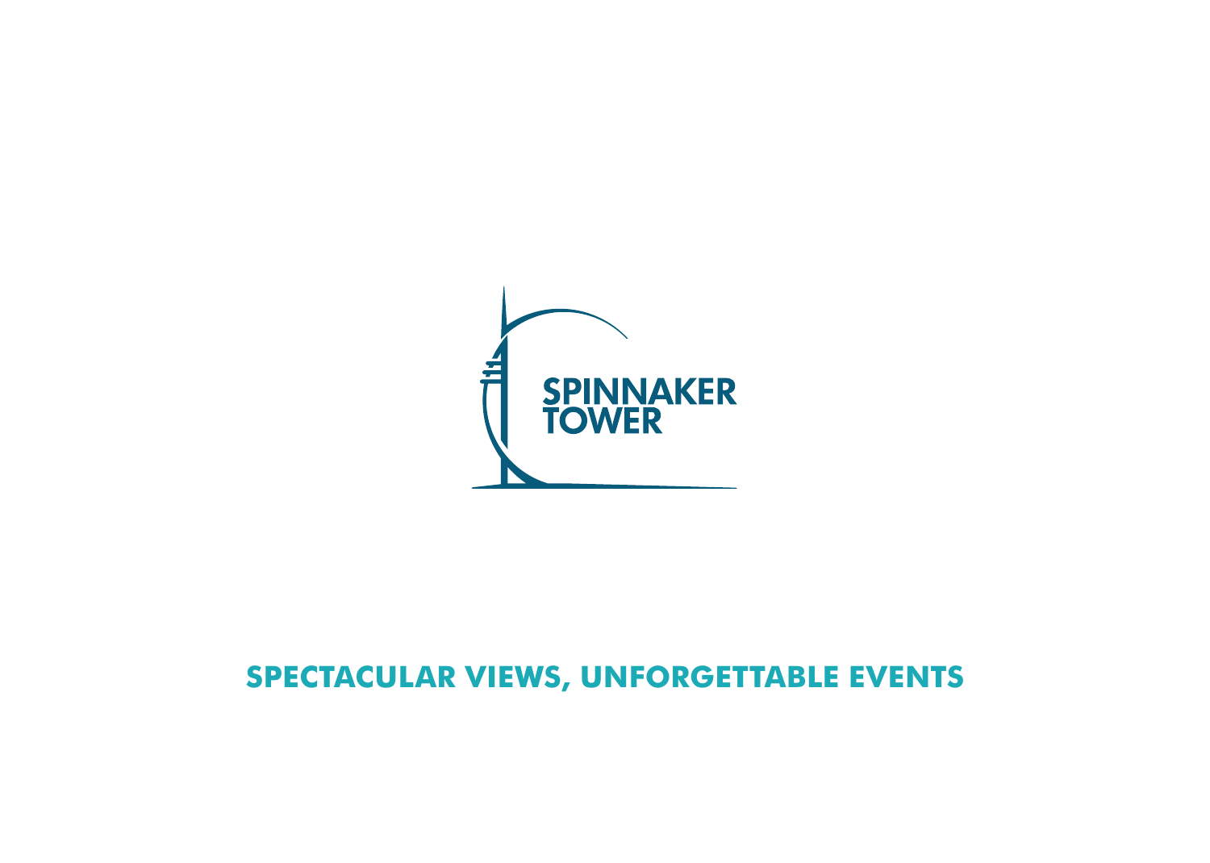SPINNAKER TOWER

# SPECTACULAR VIEWS, UNFORGETTABLE EVENTS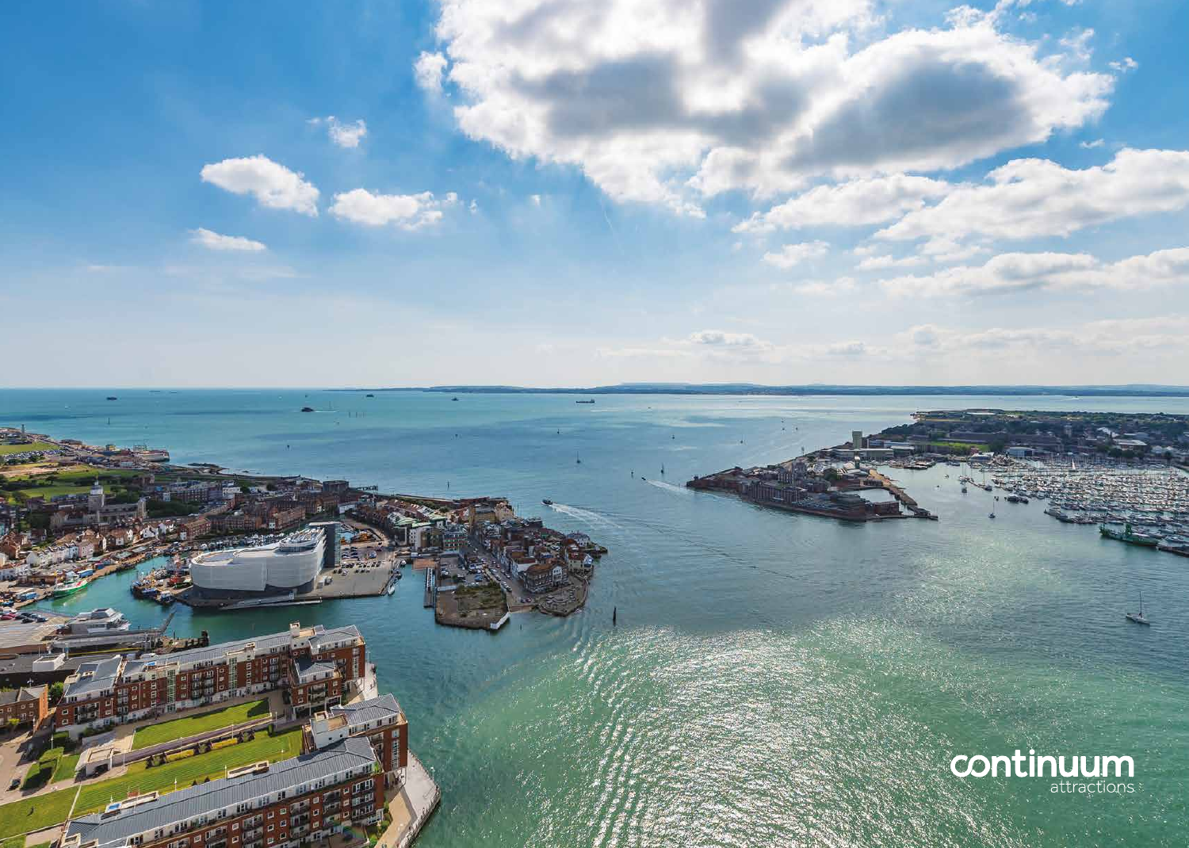continuum
attractions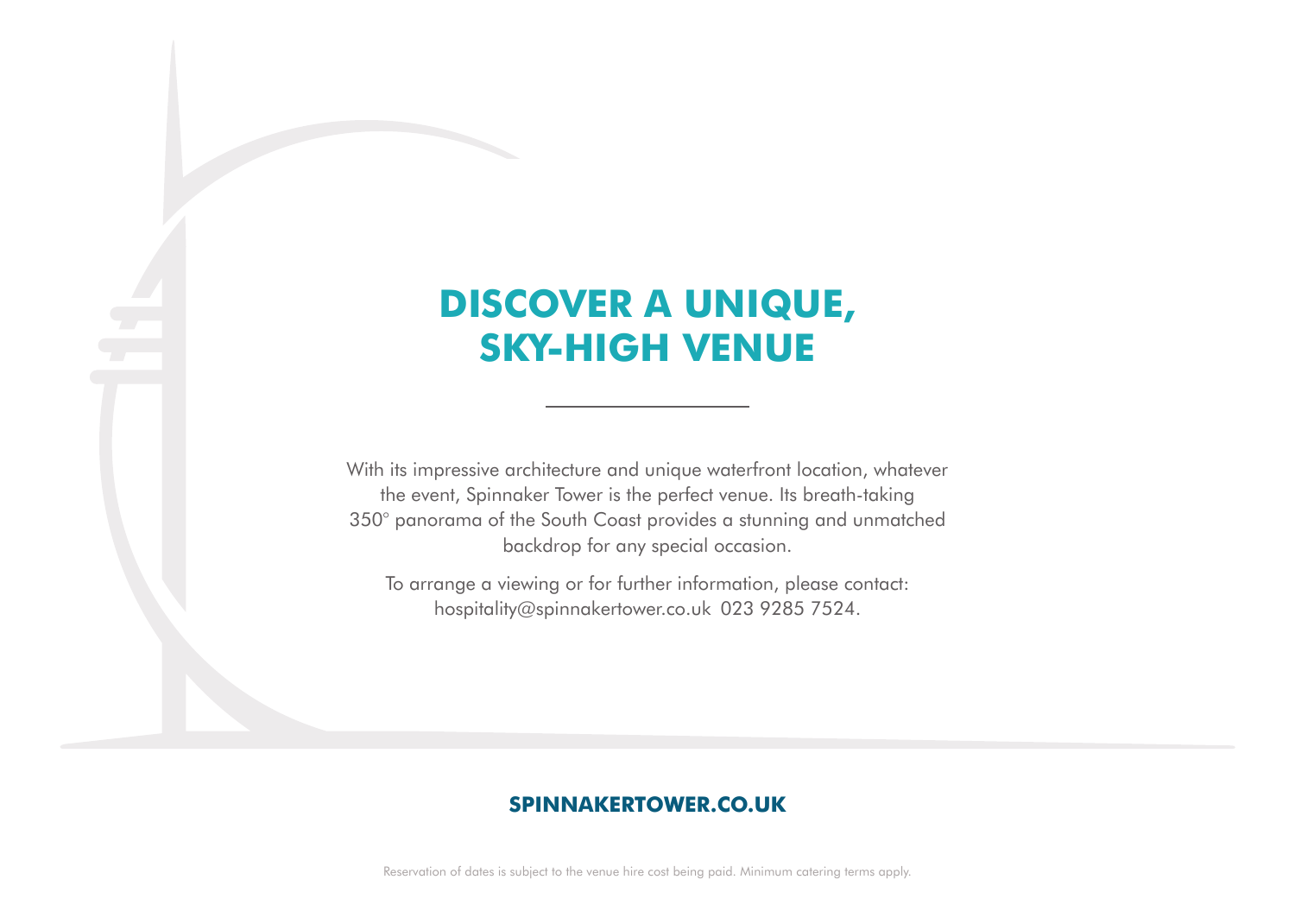# DISCOVER A UNIQUE, SKY-HIGH VENUE

With its impressive architecture and unique waterfront location, whatever the event, Spinnaker Tower is the perfect venue. Its breath-taking 350° panorama of the South Coast provides a stunning and unmatched backdrop for any special occasion.

To arrange a viewing or for further information, please contact: hospitality@spinnakertower.co.uk 023 9285 7524.

**SPINNAKERTOWER.CO.UK**

Reservation of dates is subject to the venue hire cost being paid. Minimum catering terms apply.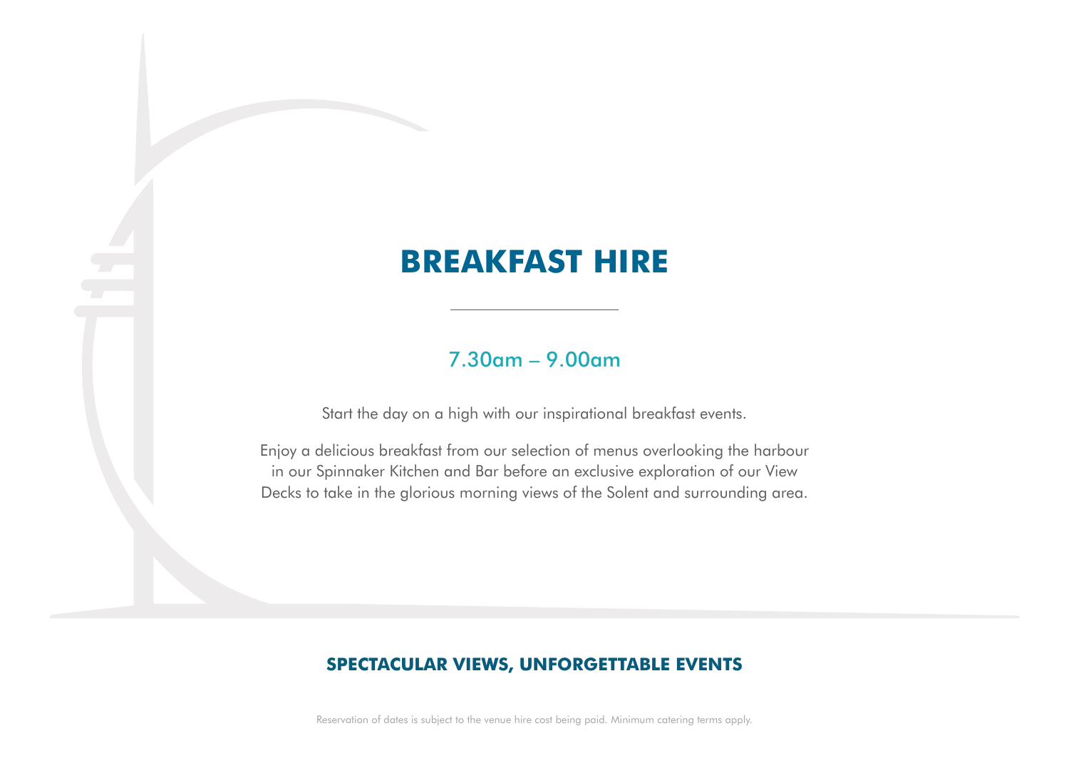# BREAKFAST HIRE

---

7.30am – 9.00am

Start the day on a high with our inspirational breakfast events.

Enjoy a delicious breakfast from our selection of menus overlooking the harbour in our Spinnaker Kitchen and Bar before an exclusive exploration of our View Decks to take in the glorious morning views of the Solent and surrounding area.

**SPECTACULAR VIEWS, UNFORGETTABLE EVENTS**

Reservation of dates is subject to the venue hire cost being paid. Minimum catering terms apply.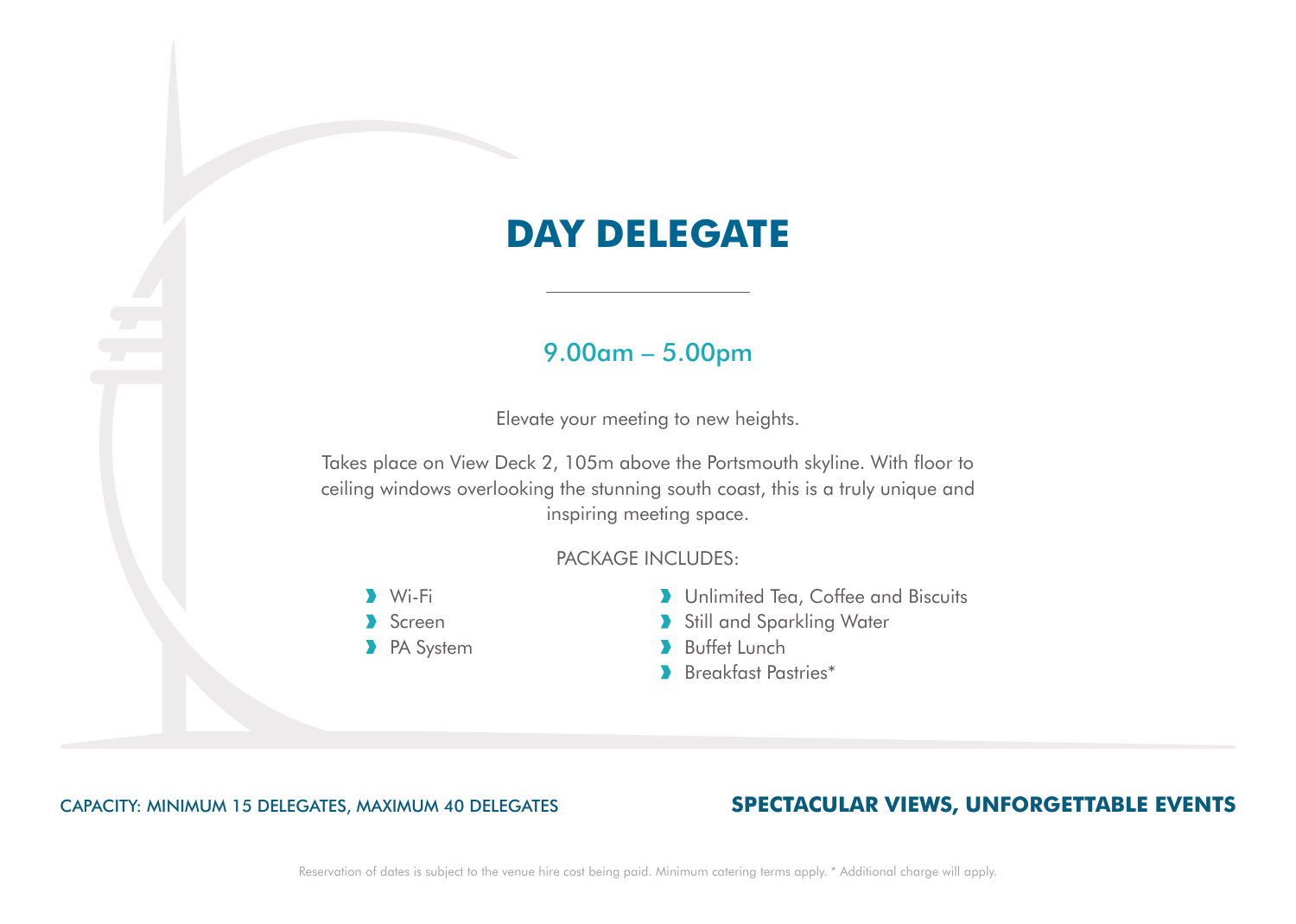# DAY DELEGATE

9.00am – 5.00pm

Elevate your meeting to new heights.

Takes place on View Deck 2, 105m above the Portsmouth skyline. With floor to ceiling windows overlooking the stunning south coast, this is a truly unique and inspiring meeting space.

PACKAGE INCLUDES:

- Wi-Fi
- Screen
- PA System
- Unlimited Tea, Coffee and Biscuits
- Still and Sparkling Water
- Buffet Lunch
- Breakfast Pastries*

CAPACITY: MINIMUM 15 DELEGATES, MAXIMUM 40 DELEGATES

**SPECTACULAR VIEWS, UNFORGETTABLE EVENTS**

Reservation of dates is subject to the venue hire cost being paid. Minimum catering terms apply. * Additional charge will apply.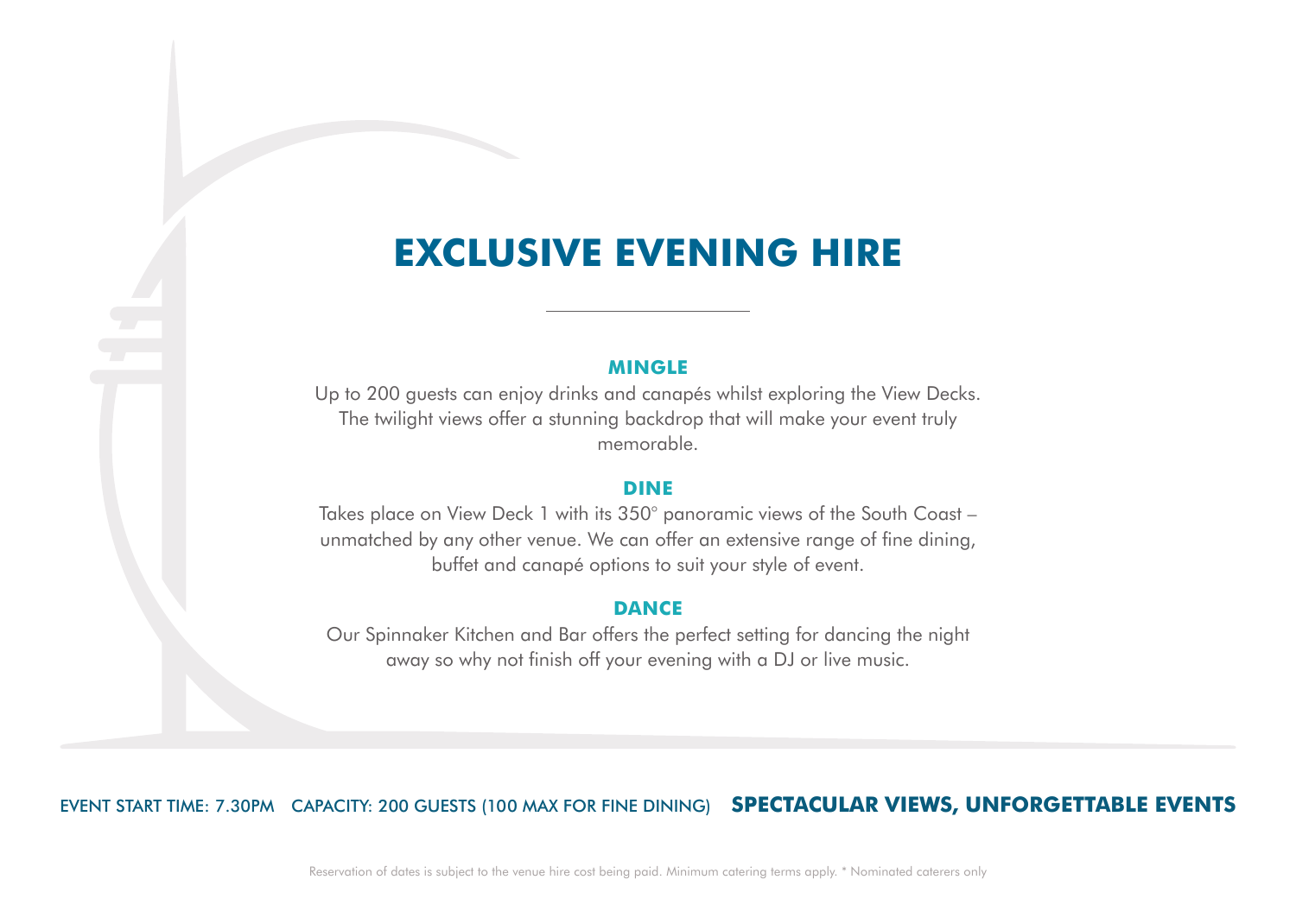# EXCLUSIVE EVENING HIRE

### MINGLE

Up to 200 guests can enjoy drinks and canapés whilst exploring the View Decks. The twilight views offer a stunning backdrop that will make your event truly memorable.

### DINE

Takes place on View Deck 1 with its 350° panoramic views of the South Coast – unmatched by any other venue. We can offer an extensive range of fine dining, buffet and canapé options to suit your style of event.

### DANCE

Our Spinnaker Kitchen and Bar offers the perfect setting for dancing the night away so why not finish off your evening with a DJ or live music.

EVENT START TIME: 7.30PM   CAPACITY: 200 GUESTS (100 MAX FOR FINE DINING)   **SPECTACULAR VIEWS, UNFORGETTABLE EVENTS**

Reservation of dates is subject to the venue hire cost being paid. Minimum catering terms apply. * Nominated caterers only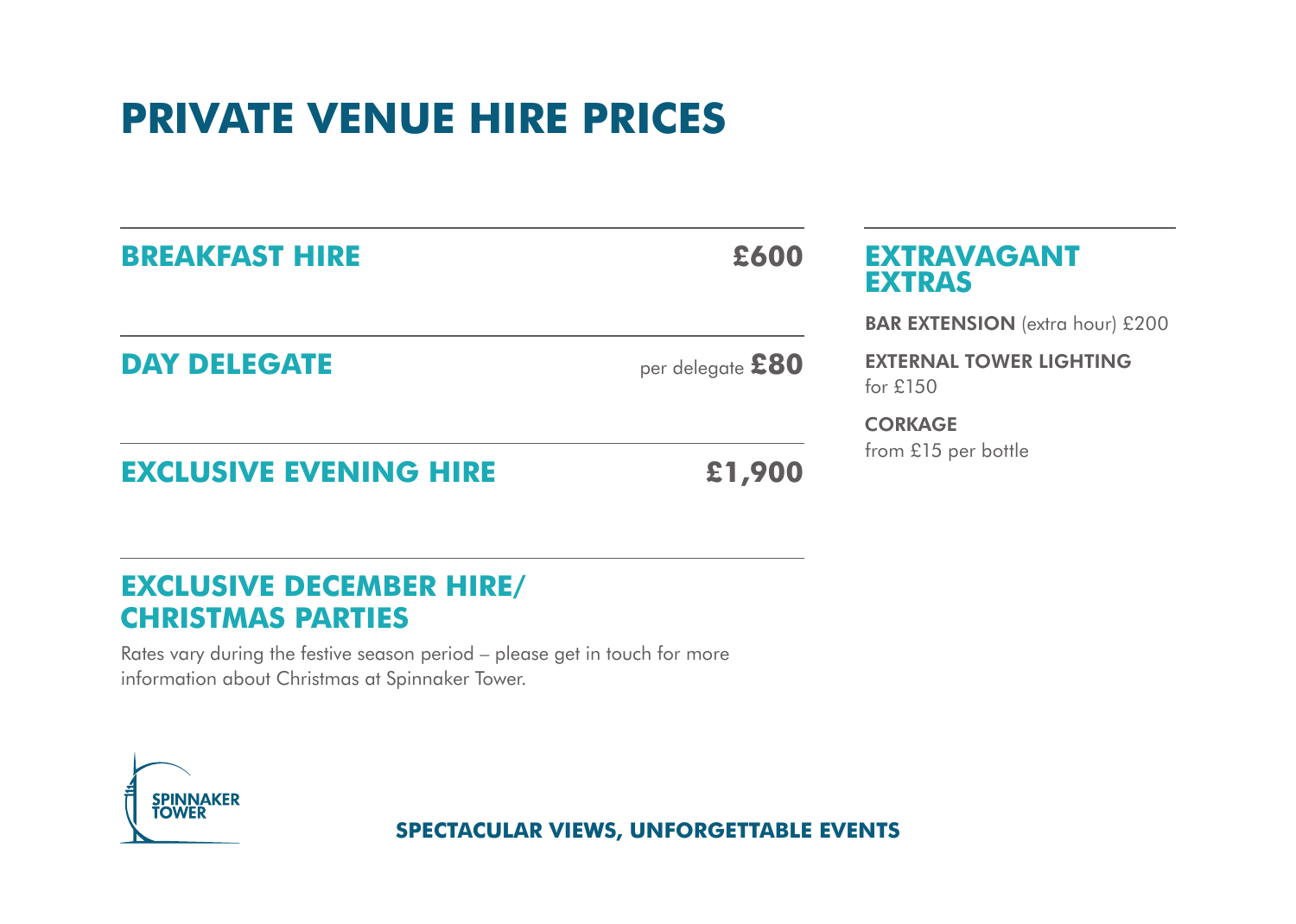# PRIVATE VENUE HIRE PRICES

## BREAKFAST HIRE £600

## DAY DELEGATE per delegate £80

## EXCLUSIVE EVENING HIRE £1,900

## EXCLUSIVE DECEMBER HIRE/ CHRISTMAS PARTIES

Rates vary during the festive season period – please get in touch for more information about Christmas at Spinnaker Tower.

## EXTRAVAGANT EXTRAS

**BAR EXTENSION** (extra hour) £200

**EXTERNAL TOWER LIGHTING**
for £150

**CORKAGE**
from £15 per bottle

SPINNAKER TOWER

**SPECTACULAR VIEWS, UNFORGETTABLE EVENTS**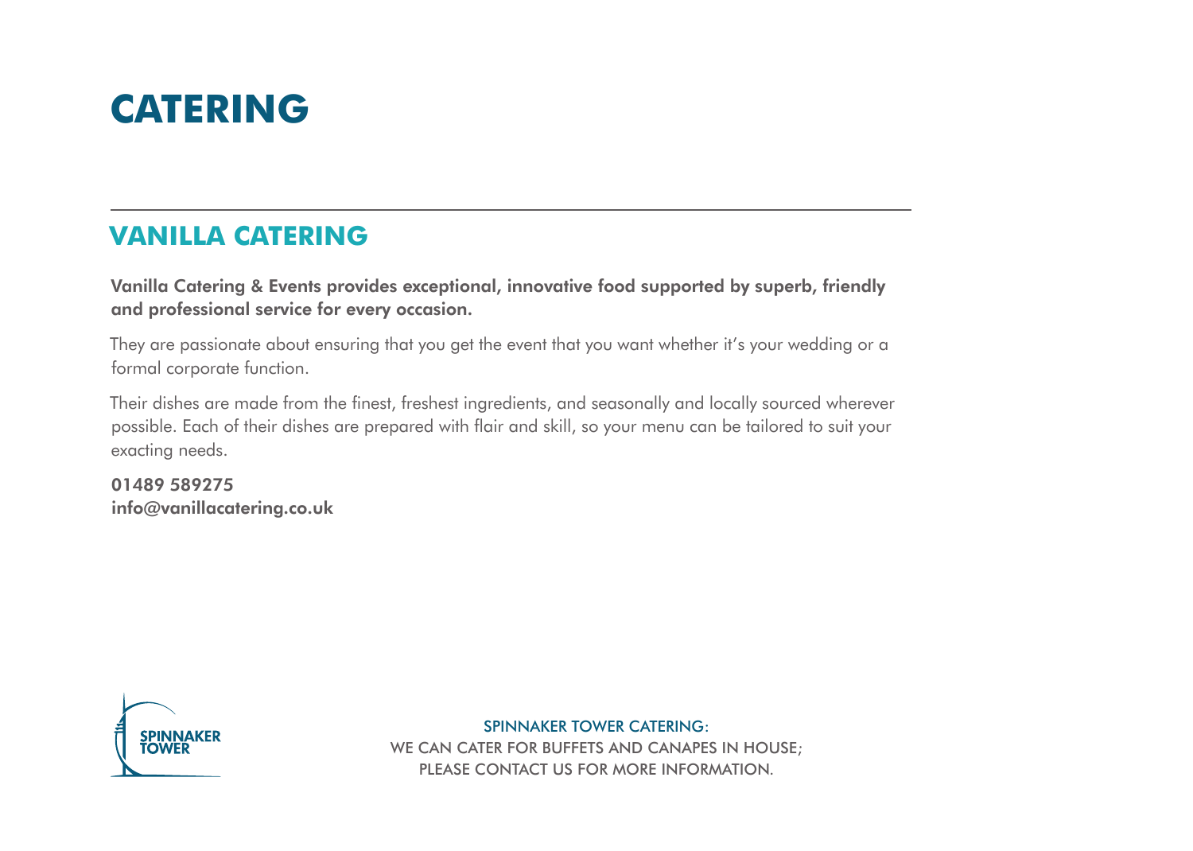# CATERING

---

## VANILLA CATERING

**Vanilla Catering & Events provides exceptional, innovative food supported by superb, friendly and professional service for every occasion.**

They are passionate about ensuring that you get the event that you want whether it's your wedding or a formal corporate function.

Their dishes are made from the finest, freshest ingredients, and seasonally and locally sourced wherever possible. Each of their dishes are prepared with flair and skill, so your menu can be tailored to suit your exacting needs.

**01489 589275**
**info@vanillacatering.co.uk**

SPINNAKER TOWER

SPINNAKER TOWER CATERING:
WE CAN CATER FOR BUFFETS AND CANAPES IN HOUSE;
PLEASE CONTACT US FOR MORE INFORMATION.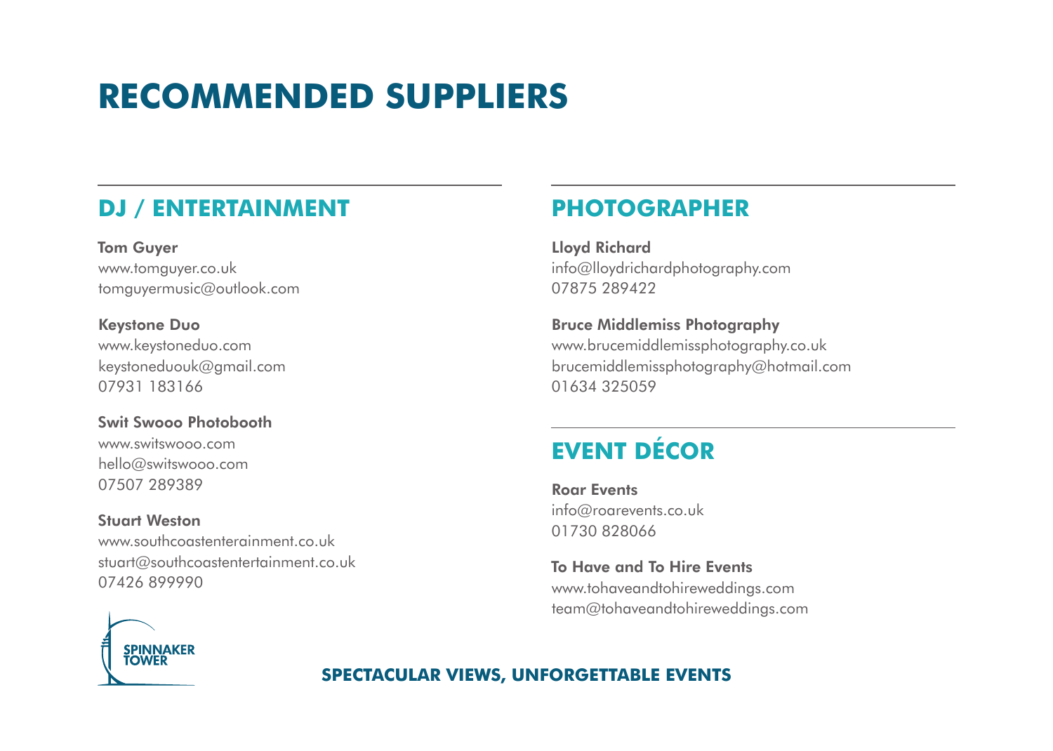# RECOMMENDED SUPPLIERS

## DJ / ENTERTAINMENT

**Tom Guyer**
www.tomguyer.co.uk
tomguyermusic@outlook.com

**Keystone Duo**
www.keystoneduo.com
keystoneduouk@gmail.com
07931 183166

**Swit Swooo Photobooth**
www.switswooo.com
hello@switswooo.com
07507 289389

**Stuart Weston**
www.southcoastenterainment.co.uk
stuart@southcoastentertainment.co.uk
07426 899990

## PHOTOGRAPHER

**Lloyd Richard**
info@lloydrichardphotography.com
07875 289422

**Bruce Middlemiss Photography**
www.brucemiddlemissphotography.co.uk
brucemiddlemissphotography@hotmail.com
01634 325059

## EVENT DÉCOR

**Roar Events**
info@roarevents.co.uk
01730 828066

**To Have and To Hire Events**
www.tohaveandtohireweddings.com
team@tohaveandtohireweddings.com

SPINNAKER TOWER

**SPECTACULAR VIEWS, UNFORGETTABLE EVENTS**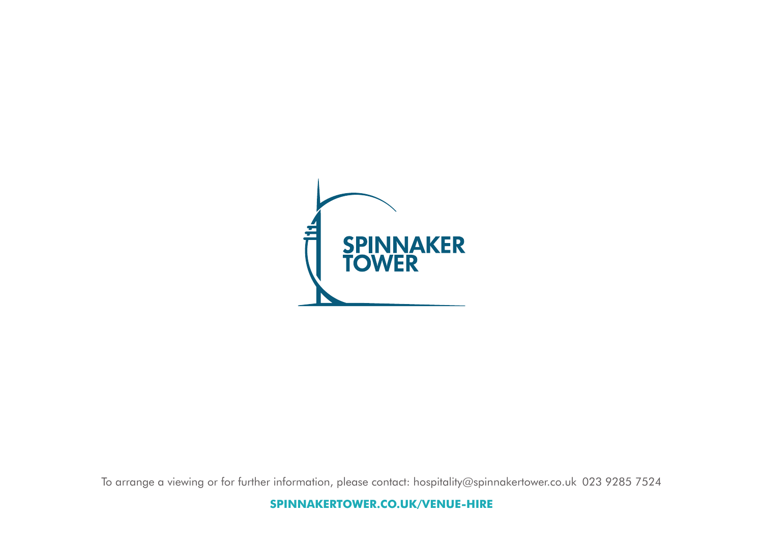SPINNAKER TOWER

To arrange a viewing or for further information, please contact: hospitality@spinnakertower.co.uk 023 9285 7524

**SPINNAKERTOWER.CO.UK/VENUE-HIRE**